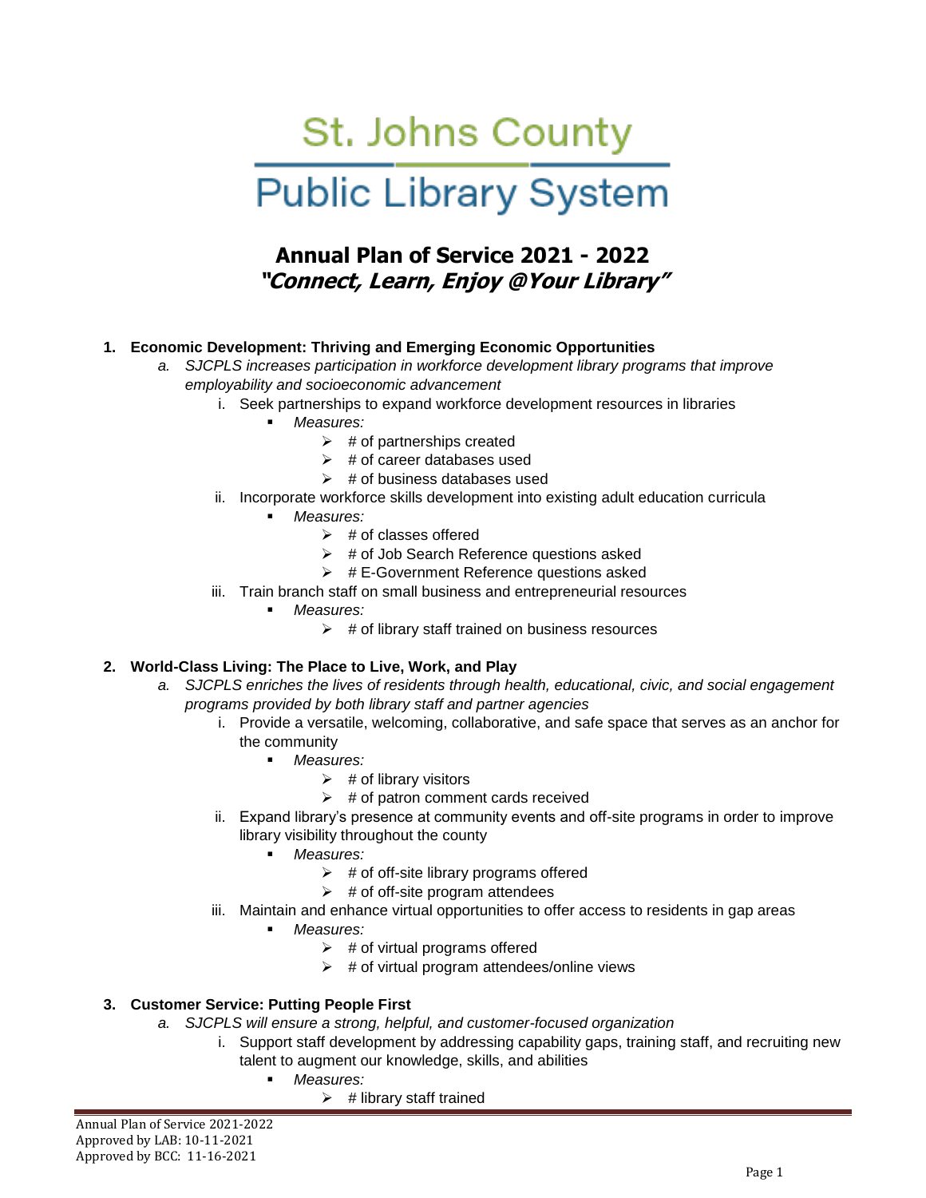# St. Johns County Public Library System

## Annual Plan of Service 2021 - 2022
### *"Connect, Learn, Enjoy @Your Library"*

1. **Economic Development: Thriving and Emerging Economic Opportunities**
   a. *SJCPLS increases participation in workforce development library programs that improve employability and socioeconomic advancement*
      i. Seek partnerships to expand workforce development resources in libraries
         - *Measures:*
            - # of partnerships created
            - # of career databases used
            - # of business databases used

      ii. Incorporate workforce skills development into existing adult education curricula
         - *Measures:*
            - # of classes offered
            - # of Job Search Reference questions asked
            - # E-Government Reference questions asked

      iii. Train branch staff on small business and entrepreneurial resources
         - *Measures:*
            - # of library staff trained on business resources

2. **World-Class Living: The Place to Live, Work, and Play**
   a. *SJCPLS enriches the lives of residents through health, educational, civic, and social engagement programs provided by both library staff and partner agencies*
      i. Provide a versatile, welcoming, collaborative, and safe space that serves as an anchor for the community
         - *Measures:*
            - # of library visitors
            - # of patron comment cards received

      ii. Expand library's presence at community events and off-site programs in order to improve library visibility throughout the county
         - *Measures:*
            - # of off-site library programs offered
            - # of off-site program attendees

      iii. Maintain and enhance virtual opportunities to offer access to residents in gap areas
         - *Measures:*
            - # of virtual programs offered
            - # of virtual program attendees/online views

3. **Customer Service: Putting People First**
   a. *SJCPLS will ensure a strong, helpful, and customer-focused organization*
      i. Support staff development by addressing capability gaps, training staff, and recruiting new talent to augment our knowledge, skills, and abilities
         - *Measures:*
            - # library staff trained

Annual Plan of Service 2021-2022
Approved by LAB: 10-11-2021
Approved by BCC: 11-16-2021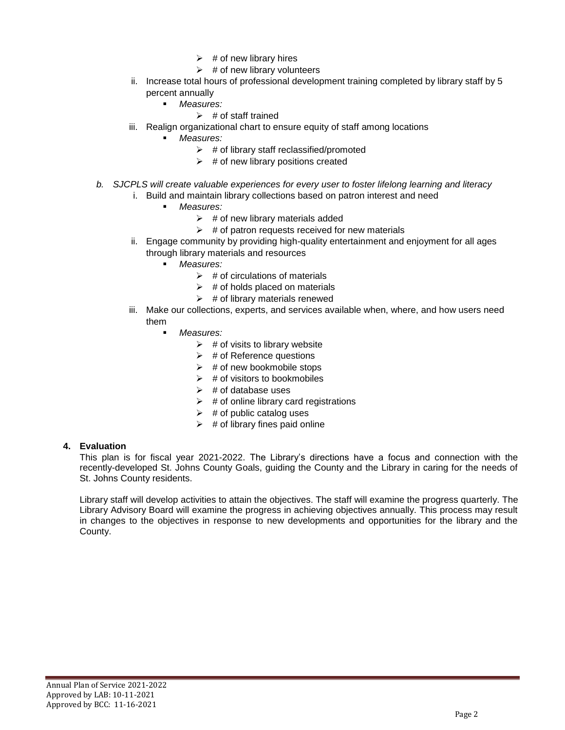- # of new library hires
- # of new library volunteers

ii. Increase total hours of professional development training completed by library staff by 5 percent annually
   - *Measures:*
     - # of staff trained

iii. Realign organizational chart to ensure equity of staff among locations
   - *Measures:*
     - # of library staff reclassified/promoted
     - # of new library positions created

*b. SJCPLS will create valuable experiences for every user to foster lifelong learning and literacy*

i. Build and maintain library collections based on patron interest and need
   - *Measures:*
     - # of new library materials added
     - # of patron requests received for new materials

ii. Engage community by providing high-quality entertainment and enjoyment for all ages through library materials and resources
   - *Measures:*
     - # of circulations of materials
     - # of holds placed on materials
     - # of library materials renewed

iii. Make our collections, experts, and services available when, where, and how users need them
   - *Measures:*
     - # of visits to library website
     - # of Reference questions
     - # of new bookmobile stops
     - # of visitors to bookmobiles
     - # of database uses
     - # of online library card registrations
     - # of public catalog uses
     - # of library fines paid online

**4. Evaluation**

This plan is for fiscal year 2021-2022. The Library's directions have a focus and connection with the recently-developed St. Johns County Goals, guiding the County and the Library in caring for the needs of St. Johns County residents.

Library staff will develop activities to attain the objectives. The staff will examine the progress quarterly. The Library Advisory Board will examine the progress in achieving objectives annually. This process may result in changes to the objectives in response to new developments and opportunities for the library and the County.

Annual Plan of Service 2021-2022
Approved by LAB: 10-11-2021
Approved by BCC: 11-16-2021